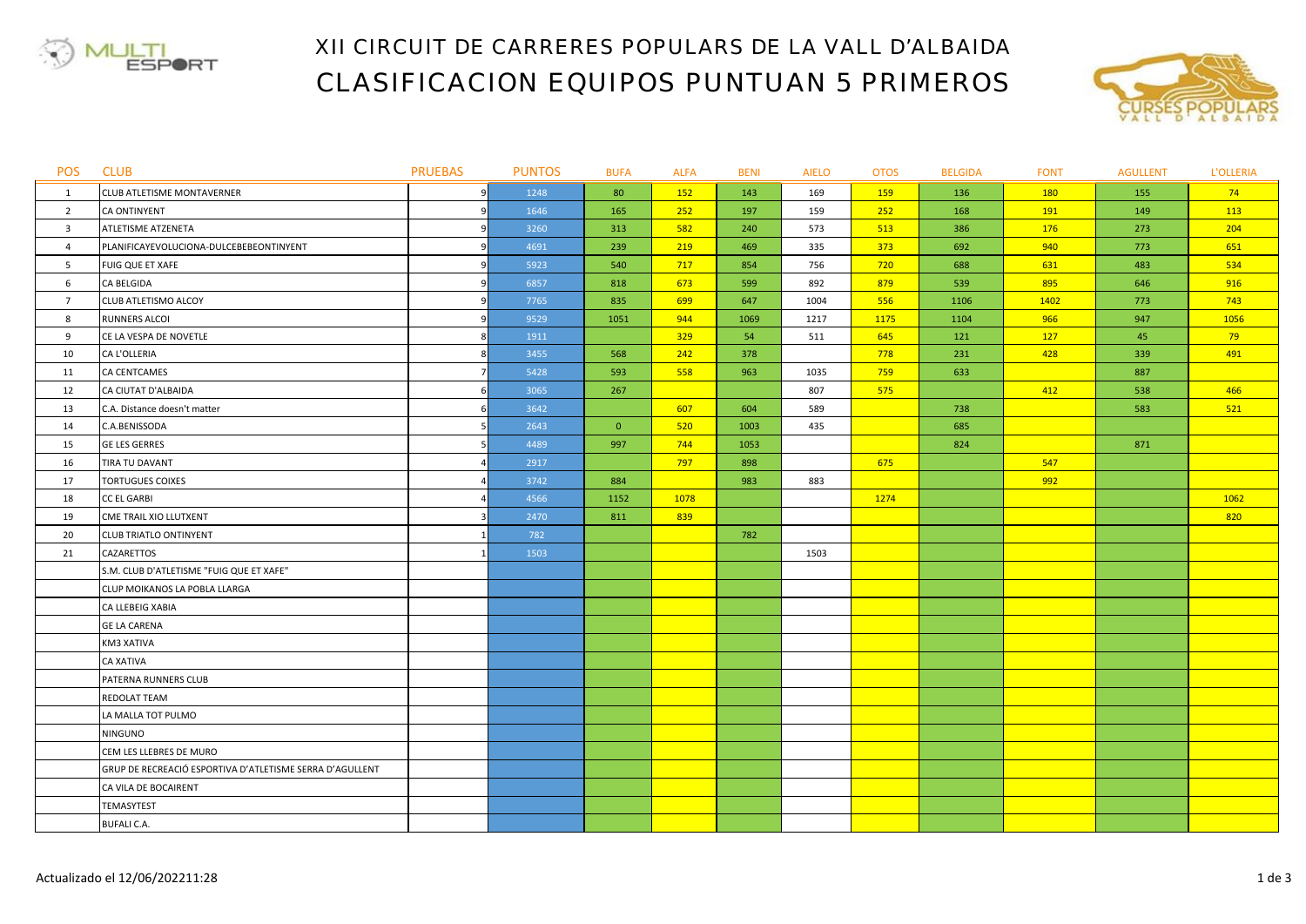# XII CIRCUIT DE CARRERES POPULARS DE LA VALL D'ALBAIDA

## CLASIFICACION EQUIPOS PUNTUAN 5 PRIMEROS

| POS | CLUB | PRUEBAS | PUNTOS | BUFA | ALFA | BENI | AIELO | OTOS | BELGIDA | FONT | AGULLENT | L'OLLERIA |
|---|---|---|---|---|---|---|---|---|---|---|---|---|
| 1 | CLUB ATLETISME MONTAVERNER | 9 | 1248 | 80 | 152 | 143 | 169 | 159 | 136 | 180 | 155 | 74 |
| 2 | CA ONTINYENT | 9 | 1646 | 165 | 252 | 197 | 159 | 252 | 168 | 191 | 149 | 113 |
| 3 | ATLETISME ATZENETA | 9 | 3260 | 313 | 582 | 240 | 573 | 513 | 386 | 176 | 273 | 204 |
| 4 | PLANIFICAYEVOLUCIONA-DULCEBEBEONTINYENT | 9 | 4691 | 239 | 219 | 469 | 335 | 373 | 692 | 940 | 773 | 651 |
| 5 | FUIG QUE ET XAFE | 9 | 5923 | 540 | 717 | 854 | 756 | 720 | 688 | 631 | 483 | 534 |
| 6 | CA BELGIDA | 9 | 6857 | 818 | 673 | 599 | 892 | 879 | 539 | 895 | 646 | 916 |
| 7 | CLUB ATLETISMO ALCOY | 9 | 7765 | 835 | 699 | 647 | 1004 | 556 | 1106 | 1402 | 773 | 743 |
| 8 | RUNNERS ALCOI | 9 | 9529 | 1051 | 944 | 1069 | 1217 | 1175 | 1104 | 966 | 947 | 1056 |
| 9 | CE LA VESPA DE NOVETLE | 8 | 1911 | | 329 | 54 | 511 | 645 | 121 | 127 | 45 | 79 |
| 10 | CA L'OLLERIA | 8 | 3455 | 568 | 242 | 378 | | 778 | 231 | 428 | 339 | 491 |
| 11 | CA CENTCAMES | 7 | 5428 | 593 | 558 | 963 | 1035 | 759 | 633 | | 887 | |
| 12 | CA CIUTAT D'ALBAIDA | 6 | 3065 | 267 | | | 807 | 575 | | 412 | 538 | 466 |
| 13 | C.A. Distance doesn't matter | 6 | 3642 | | 607 | 604 | 589 | | 738 | | 583 | 521 |
| 14 | C.A.BENISSODA | 5 | 2643 | 0 | 520 | 1003 | 435 | | 685 | | | |
| 15 | GE LES GERRES | 5 | 4489 | 997 | 744 | 1053 | | | 824 | | 871 | |
| 16 | TIRA TU DAVANT | 4 | 2917 | | 797 | 898 | | 675 | | 547 | | |
| 17 | TORTUGUES COIXES | 4 | 3742 | 884 | | 983 | 883 | | | 992 | | |
| 18 | CC EL GARBI | 4 | 4566 | 1152 | 1078 | | | 1274 | | | | 1062 |
| 19 | CME TRAIL XIO LLUTXENT | 3 | 2470 | 811 | 839 | | | | | | | 820 |
| 20 | CLUB TRIATLO ONTINYENT | 1 | 782 | | | 782 | | | | | | |
| 21 | CAZARETTOS | 1 | 1503 | | | | 1503 | | | | | |
| | S.M. CLUB D'ATLETISME "FUIG QUE ET XAFE" | | | | | | | | | | | |
| | CLUP MOIKANOS LA POBLA LLARGA | | | | | | | | | | | |
| | CA LLEBEIG XABIA | | | | | | | | | | | |
| | GE LA CARENA | | | | | | | | | | | |
| | KM3 XATIVA | | | | | | | | | | | |
| | CA XATIVA | | | | | | | | | | | |
| | PATERNA RUNNERS CLUB | | | | | | | | | | | |
| | REDOLAT TEAM | | | | | | | | | | | |
| | LA MALLA TOT PULMO | | | | | | | | | | | |
| | NINGUNO | | | | | | | | | | | |
| | CEM LES LLEBRES DE MURO | | | | | | | | | | | |
| | GRUP DE RECREACIÓ ESPORTIVA D'ATLETISME SERRA D'AGULLENT | | | | | | | | | | | |
| | CA VILA DE BOCAIRENT | | | | | | | | | | | |
| | TEMASYTEST | | | | | | | | | | | |
| | BUFALI C.A. | | | | | | | | | | | |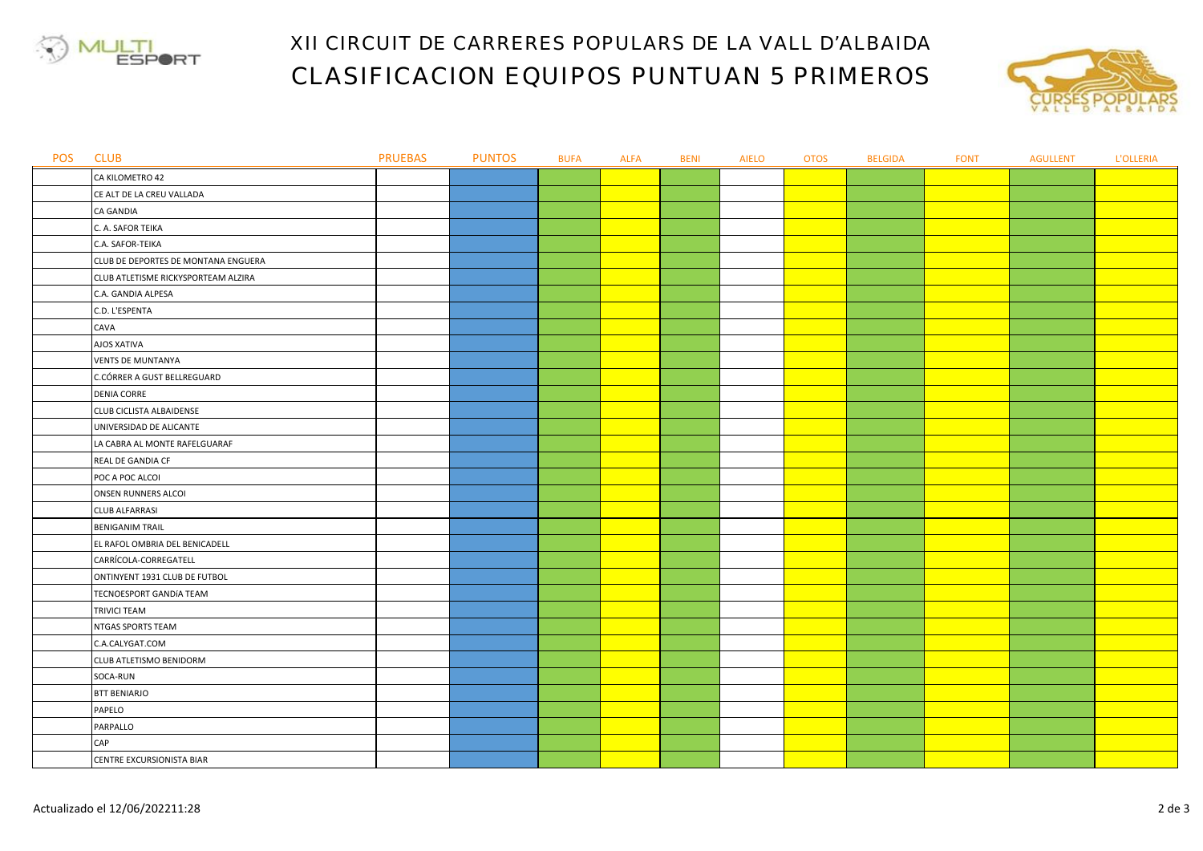# XII CIRCUIT DE CARRERES POPULARS DE LA VALL D'ALBAIDA

## CLASIFICACION EQUIPOS PUNTUAN 5 PRIMEROS

| POS | CLUB | PRUEBAS | PUNTOS | BUFA | ALFA | BENI | AIELO | OTOS | BELGIDA | FONT | AGULLENT | L'OLLERIA |
|---|---|---|---|---|---|---|---|---|---|---|---|---|
| | CA KILOMETRO 42 | | | | | | | | | | | |
| | CE ALT DE LA CREU VALLADA | | | | | | | | | | | |
| | CA GANDIA | | | | | | | | | | | |
| | C. A. SAFOR TEIKA | | | | | | | | | | | |
| | C.A. SAFOR-TEIKA | | | | | | | | | | | |
| | CLUB DE DEPORTES DE MONTANA ENGUERA | | | | | | | | | | | |
| | CLUB ATLETISME RICKYSPORTEAM ALZIRA | | | | | | | | | | | |
| | C.A. GANDIA ALPESA | | | | | | | | | | | |
| | C.D. L'ESPENTA | | | | | | | | | | | |
| | CAVA | | | | | | | | | | | |
| | AJOS XATIVA | | | | | | | | | | | |
| | VENTS DE MUNTANYA | | | | | | | | | | | |
| | C.CÓRRER A GUST BELLREGUARD | | | | | | | | | | | |
| | DENIA CORRE | | | | | | | | | | | |
| | CLUB CICLISTA ALBAIDENSE | | | | | | | | | | | |
| | UNIVERSIDAD DE ALICANTE | | | | | | | | | | | |
| | LA CABRA AL MONTE RAFELGUARAF | | | | | | | | | | | |
| | REAL DE GANDIA CF | | | | | | | | | | | |
| | POC A POC ALCOI | | | | | | | | | | | |
| | ONSEN RUNNERS ALCOI | | | | | | | | | | | |
| | CLUB ALFARRASI | | | | | | | | | | | |
| | BENIGANIM TRAIL | | | | | | | | | | | |
| | EL RAFOL OMBRIA DEL BENICADELL | | | | | | | | | | | |
| | CARRÍCOLA-CORREGATELL | | | | | | | | | | | |
| | ONTINYENT 1931 CLUB DE FUTBOL | | | | | | | | | | | |
| | TECNOESPORT GANDIA TEAM | | | | | | | | | | | |
| | TRIVICI TEAM | | | | | | | | | | | |
| | NTGAS SPORTS TEAM | | | | | | | | | | | |
| | C.A.CALYGAT.COM | | | | | | | | | | | |
| | CLUB ATLETISMO BENIDORM | | | | | | | | | | | |
| | SOCA-RUN | | | | | | | | | | | |
| | BTT BENIARJO | | | | | | | | | | | |
| | PAPELO | | | | | | | | | | | |
| | PARPALLO | | | | | | | | | | | |
| | CAP | | | | | | | | | | | |
| | CENTRE EXCURSIONISTA BIAR | | | | | | | | | | | |

Actualizado el 12/06/202211:28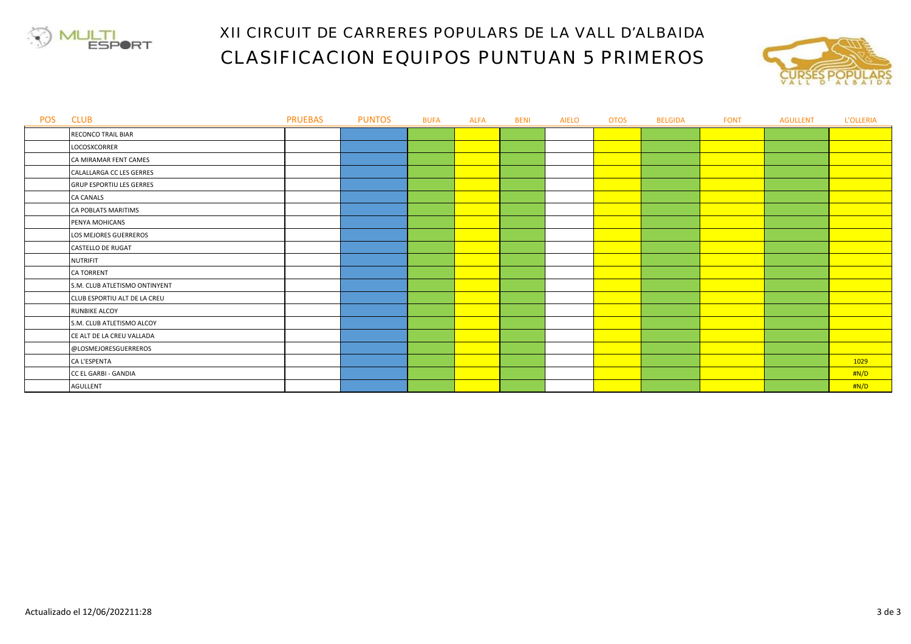# XII CIRCUIT DE CARRERES POPULARS DE LA VALL D'ALBAIDA

## CLASIFICACION EQUIPOS PUNTUAN 5 PRIMEROS

| POS | CLUB | PRUEBAS | PUNTOS | BUFA | ALFA | BENI | AIELO | OTOS | BELGIDA | FONT | AGULLENT | L'OLLERIA |
|---|---|---|---|---|---|---|---|---|---|---|---|---|
| | RECONCO TRAIL BIAR | | | | | | | | | | | |
| | LOCOSXCORRER | | | | | | | | | | | |
| | CA MIRAMAR FENT CAMES | | | | | | | | | | | |
| | CALALLARGA CC LES GERRES | | | | | | | | | | | |
| | GRUP ESPORTIU LES GERRES | | | | | | | | | | | |
| | CA CANALS | | | | | | | | | | | |
| | CA POBLATS MARITIMS | | | | | | | | | | | |
| | PENYA MOHICANS | | | | | | | | | | | |
| | LOS MEJORES GUERREROS | | | | | | | | | | | |
| | CASTELLO DE RUGAT | | | | | | | | | | | |
| | NUTRIFIT | | | | | | | | | | | |
| | CA TORRENT | | | | | | | | | | | |
| | S.M. CLUB ATLETISMO ONTINYENT | | | | | | | | | | | |
| | CLUB ESPORTIU ALT DE LA CREU | | | | | | | | | | | |
| | RUNBIKE ALCOY | | | | | | | | | | | |
| | S.M. CLUB ATLETISMO ALCOY | | | | | | | | | | | |
| | CE ALT DE LA CREU VALLADA | | | | | | | | | | | |
| | @LOSMEJORESGUERREROS | | | | | | | | | | | |
| | CA L'ESPENTA | | | | | | | | | | | 1029 |
| | CC EL GARBI - GANDIA | | | | | | | | | | | #N/D |
| | AGULLENT | | | | | | | | | | | #N/D |

Actualizado el 12/06/202211:28